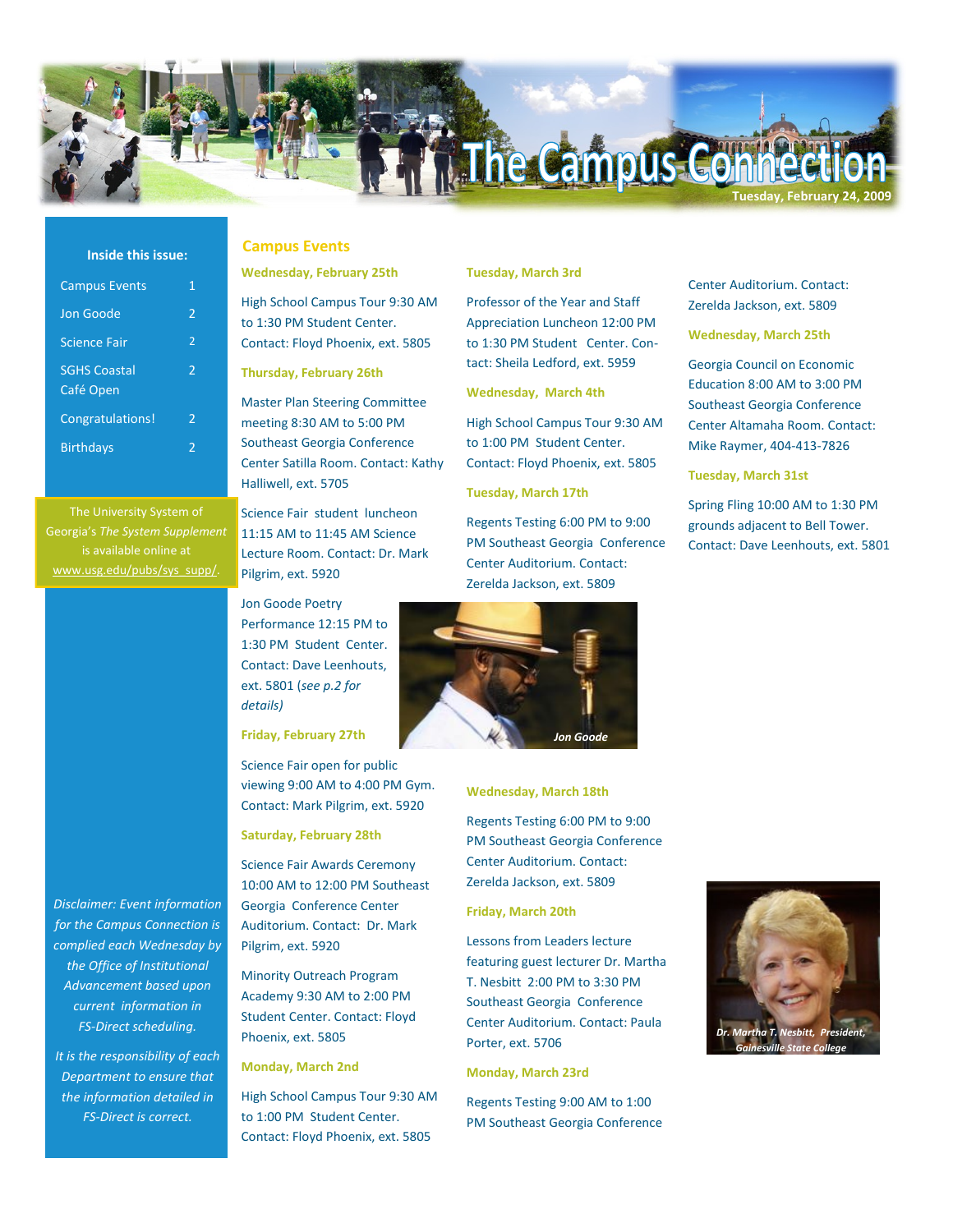# The Campus Connection

Tuesday, February 24, 2009

**Inside this issue:**

| | |
|---|---|
| Campus Events | 1 |
| Jon Goode | 2 |
| Science Fair | 2 |
| SGHS Coastal Café Open | 2 |
| Congratulations! | 2 |
| Birthdays | 2 |

The University System of Georgia's *The System Supplement* is available online at www.usg.edu/pubs/sys_supp/.

*Disclaimer: Event information for the Campus Connection is complied each Wednesday by the Office of Institutional Advancement based upon current information in FS-Direct scheduling.*

*It is the responsibility of each Department to ensure that the information detailed in FS-Direct is correct.*

## Campus Events

### Wednesday, February 25th

High School Campus Tour 9:30 AM to 1:30 PM Student Center. Contact: Floyd Phoenix, ext. 5805

### Thursday, February 26th

Master Plan Steering Committee meeting 8:30 AM to 5:00 PM Southeast Georgia Conference Center Satilla Room. Contact: Kathy Halliwell, ext. 5705

Science Fair student luncheon 11:15 AM to 11:45 AM Science Lecture Room. Contact: Dr. Mark Pilgrim, ext. 5920

Jon Goode Poetry Performance 12:15 PM to 1:30 PM Student Center. Contact: Dave Leenhouts, ext. 5801 (*see p.2 for details)*

Jon Goode

### Friday, February 27th

Science Fair open for public viewing 9:00 AM to 4:00 PM Gym. Contact: Mark Pilgrim, ext. 5920

### Saturday, February 28th

Science Fair Awards Ceremony 10:00 AM to 12:00 PM Southeast Georgia Conference Center Auditorium. Contact: Dr. Mark Pilgrim, ext. 5920

Minority Outreach Program Academy 9:30 AM to 2:00 PM Student Center. Contact: Floyd Phoenix, ext. 5805

### Monday, March 2nd

High School Campus Tour 9:30 AM to 1:00 PM Student Center. Contact: Floyd Phoenix, ext. 5805

### Tuesday, March 3rd

Professor of the Year and Staff Appreciation Luncheon 12:00 PM to 1:30 PM Student Center. Contact: Sheila Ledford, ext. 5959

### Wednesday, March 4th

High School Campus Tour 9:30 AM to 1:00 PM Student Center. Contact: Floyd Phoenix, ext. 5805

### Tuesday, March 17th

Regents Testing 6:00 PM to 9:00 PM Southeast Georgia Conference Center Auditorium. Contact: Zerelda Jackson, ext. 5809

### Wednesday, March 18th

Regents Testing 6:00 PM to 9:00 PM Southeast Georgia Conference Center Auditorium. Contact: Zerelda Jackson, ext. 5809

### Friday, March 20th

Lessons from Leaders lecture featuring guest lecturer Dr. Martha T. Nesbitt 2:00 PM to 3:30 PM Southeast Georgia Conference Center Auditorium. Contact: Paula Porter, ext. 5706

### Monday, March 23rd

Regents Testing 9:00 AM to 1:00 PM Southeast Georgia Conference Center Auditorium. Contact: Zerelda Jackson, ext. 5809

### Wednesday, March 25th

Georgia Council on Economic Education 8:00 AM to 3:00 PM Southeast Georgia Conference Center Altamaha Room. Contact: Mike Raymer, 404-413-7826

### Tuesday, March 31st

Spring Fling 10:00 AM to 1:30 PM grounds adjacent to Bell Tower. Contact: Dave Leenhouts, ext. 5801

*Dr. Martha T. Nesbitt, President, Gainesville State College*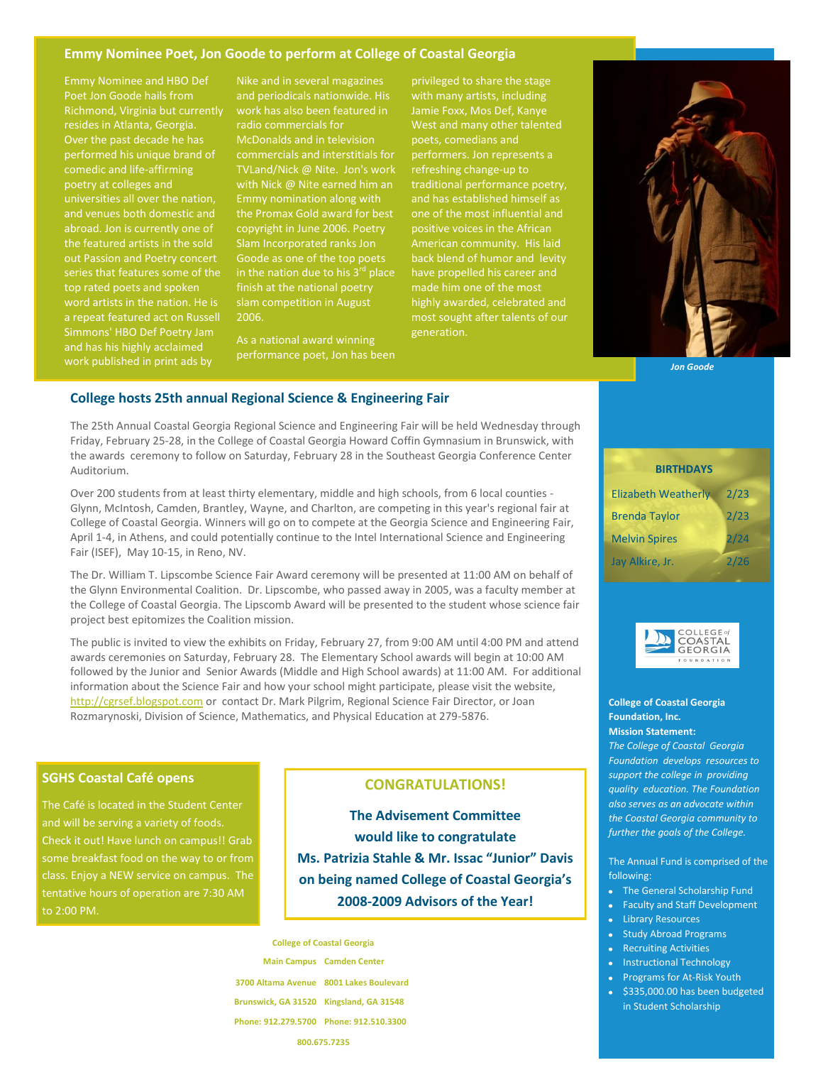## Emmy Nominee Poet, Jon Goode to perform at College of Coastal Georgia

Emmy Nominee and HBO Def Poet Jon Goode hails from Richmond, Virginia but currently resides in Atlanta, Georgia. Over the past decade he has performed his unique brand of comedic and life-affirming poetry at colleges and universities all over the nation, and venues both domestic and abroad. Jon is currently one of the featured artists in the sold out Passion and Poetry concert series that features some of the top rated poets and spoken word artists in the nation. He is a repeat featured act on Russell Simmons' HBO Def Poetry Jam and has his highly acclaimed work published in print ads by Nike and in several magazines and periodicals nationwide. His work has also been featured in radio commercials for McDonalds and in television commercials and interstitials for TVLand/Nick @ Nite. Jon's work with Nick @ Nite earned him an Emmy nomination along with the Promax Gold award for best copyright in June 2006. Poetry Slam Incorporated ranks Jon Goode as one of the top poets in the nation due to his 3rd place finish at the national poetry slam competition in August 2006.

As a national award winning performance poet, Jon has been privileged to share the stage with many artists, including Jamie Foxx, Mos Def, Kanye West and many other talented poets, comedians and performers. Jon represents a refreshing change-up to traditional performance poetry, and has established himself as one of the most influential and positive voices in the African American community. His laid back blend of humor and levity have propelled his career and made him one of the most highly awarded, celebrated and most sought after talents of our generation.

*Jon Goode*

## College hosts 25th annual Regional Science & Engineering Fair

The 25th Annual Coastal Georgia Regional Science and Engineering Fair will be held Wednesday through Friday, February 25-28, in the College of Coastal Georgia Howard Coffin Gymnasium in Brunswick, with the awards ceremony to follow on Saturday, February 28 in the Southeast Georgia Conference Center Auditorium.

Over 200 students from at least thirty elementary, middle and high schools, from 6 local counties - Glynn, McIntosh, Camden, Brantley, Wayne, and Charlton, are competing in this year's regional fair at College of Coastal Georgia. Winners will go on to compete at the Georgia Science and Engineering Fair, April 1-4, in Athens, and could potentially continue to the Intel International Science and Engineering Fair (ISEF), May 10-15, in Reno, NV.

The Dr. William T. Lipscombe Science Fair Award ceremony will be presented at 11:00 AM on behalf of the Glynn Environmental Coalition. Dr. Lipscombe, who passed away in 2005, was a faculty member at the College of Coastal Georgia. The Lipscomb Award will be presented to the student whose science fair project best epitomizes the Coalition mission.

The public is invited to view the exhibits on Friday, February 27, from 9:00 AM until 4:00 PM and attend awards ceremonies on Saturday, February 28. The Elementary School awards will begin at 10:00 AM followed by the Junior and Senior Awards (Middle and High School awards) at 11:00 AM. For additional information about the Science Fair and how your school might participate, please visit the website, http://cgrsef.blogspot.com or contact Dr. Mark Pilgrim, Regional Science Fair Director, or Joan Rozmarynoski, Division of Science, Mathematics, and Physical Education at 279-5876.

### BIRTHDAYS

| | |
|---|---|
| Elizabeth Weatherly | 2/23 |
| Brenda Taylor | 2/23 |
| Melvin Spires | 2/24 |
| Jay Alkire, Jr. | 2/26 |

COLLEGE of COASTAL GEORGIA FOUNDATION

**College of Coastal Georgia Foundation, Inc.**
**Mission Statement:**
*The College of Coastal Georgia Foundation develops resources to support the college in providing quality education. The Foundation also serves as an advocate within the Coastal Georgia community to further the goals of the College.*

The Annual Fund is comprised of the following:

- The General Scholarship Fund
- Faculty and Staff Development
- Library Resources
- Study Abroad Programs
- Recruiting Activities
- Instructional Technology
- Programs for At-Risk Youth
- $335,000.00 has been budgeted in Student Scholarship

## SGHS Coastal Café opens

The Café is located in the Student Center and will be serving a variety of foods. Check it out! Have lunch on campus!! Grab some breakfast food on the way to or from class. Enjoy a NEW service on campus. The tentative hours of operation are 7:30 AM to 2:00 PM.

## CONGRATULATIONS!

**The Advisement Committee would like to congratulate Ms. Patrizia Stahle & Mr. Issac "Junior" Davis on being named College of Coastal Georgia's 2008-2009 Advisors of the Year!**

**College of Coastal Georgia**

| Main Campus | Camden Center |
|---|---|
| 3700 Altama Avenue | 8001 Lakes Boulevard |
| Brunswick, GA 31520 | Kingsland, GA 31548 |
| Phone: 912.279.5700 | Phone: 912.510.3300 |

800.675.7235